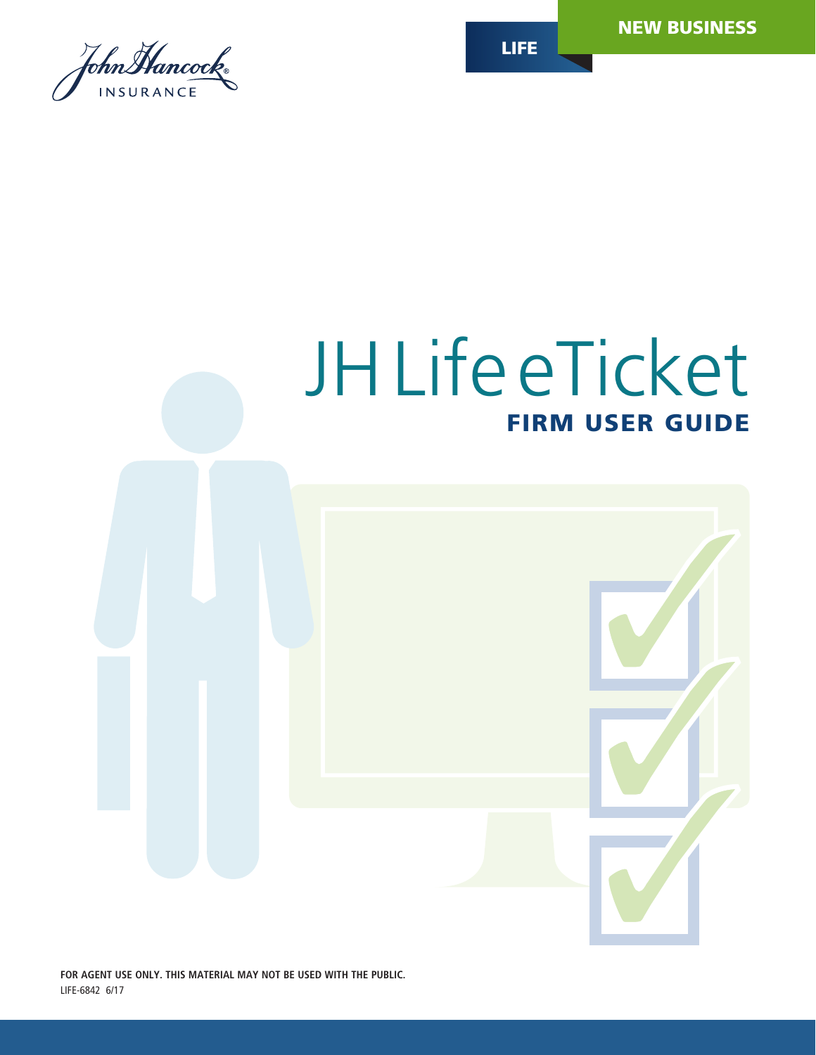John Hancock INSURANCE

LIFE

NEW BUSINESS

# JH Life eTicket

## FIRM USER GUIDE

**FOR AGENT USE ONLY. THIS MATERIAL MAY NOT BE USED WITH THE PUBLIC.**

LIFE-6842 6/17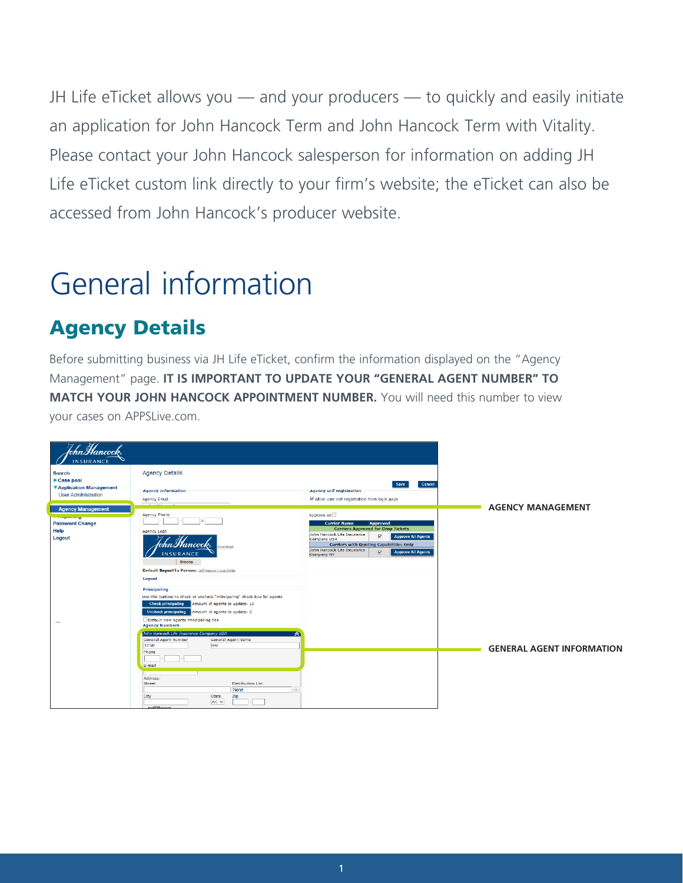JH Life eTicket allows you — and your producers — to quickly and easily initiate an application for John Hancock Term and John Hancock Term with Vitality. Please contact your John Hancock salesperson for information on adding JH Life eTicket custom link directly to your firm's website; the eTicket can also be accessed from John Hancock's producer website.

# General information

## Agency Details

Before submitting business via JH Life eTicket, confirm the information displayed on the "Agency Management" page. **IT IS IMPORTANT TO UPDATE YOUR "GENERAL AGENT NUMBER" TO MATCH YOUR JOHN HANCOCK APPOINTMENT NUMBER.** You will need this number to view your cases on APPSLive.com.

AGENCY MANAGEMENT

GENERAL AGENT INFORMATION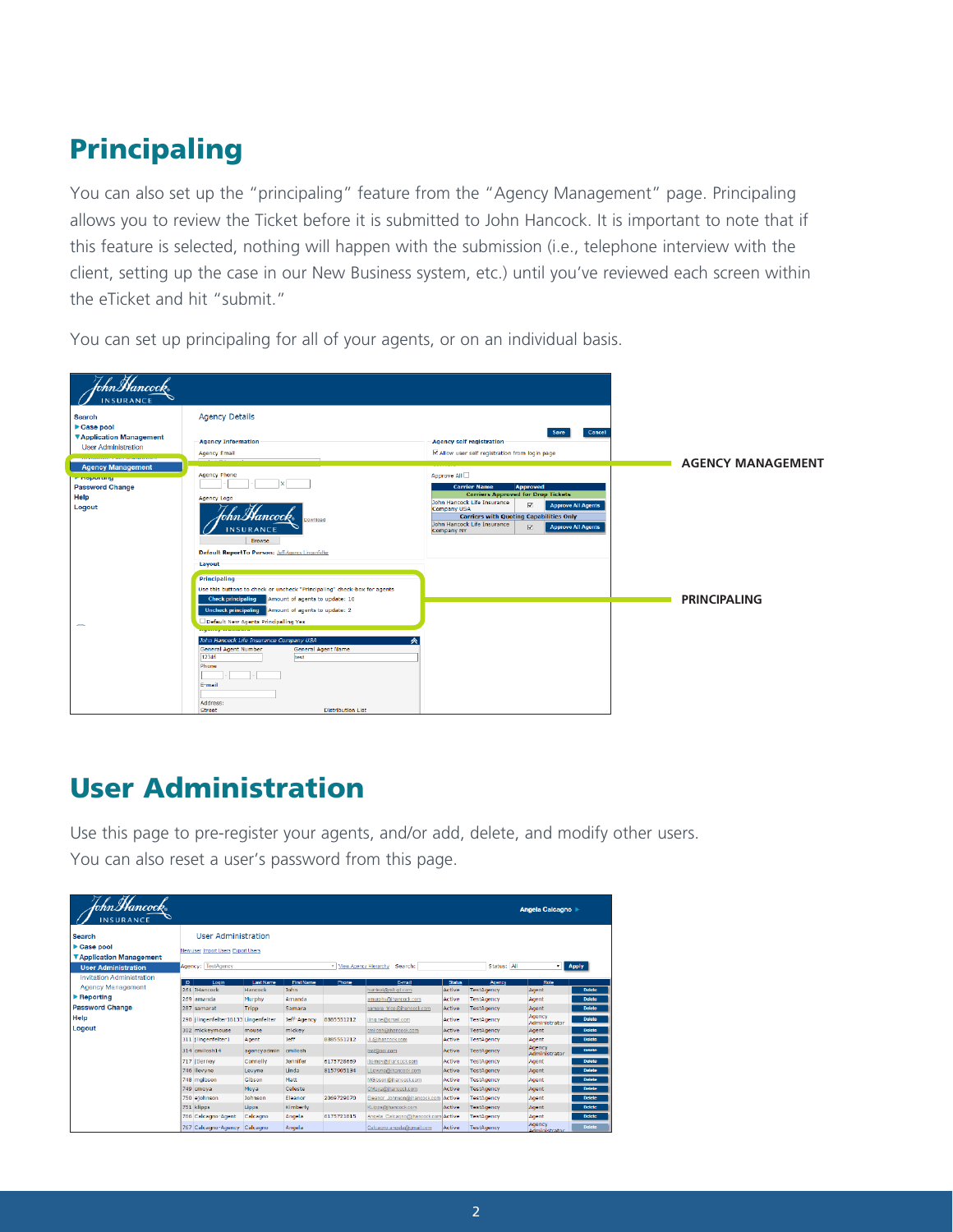## Principaling

You can also set up the "principaling" feature from the "Agency Management" page. Principaling allows you to review the Ticket before it is submitted to John Hancock. It is important to note that if this feature is selected, nothing will happen with the submission (i.e., telephone interview with the client, setting up the case in our New Business system, etc.) until you've reviewed each screen within the eTicket and hit "submit."

You can set up principaling for all of your agents, or on an individual basis.

AGENCY MANAGEMENT

PRINCIPALING

## User Administration

Use this page to pre-register your agents, and/or add, delete, and modify other users. You can also reset a user's password from this page.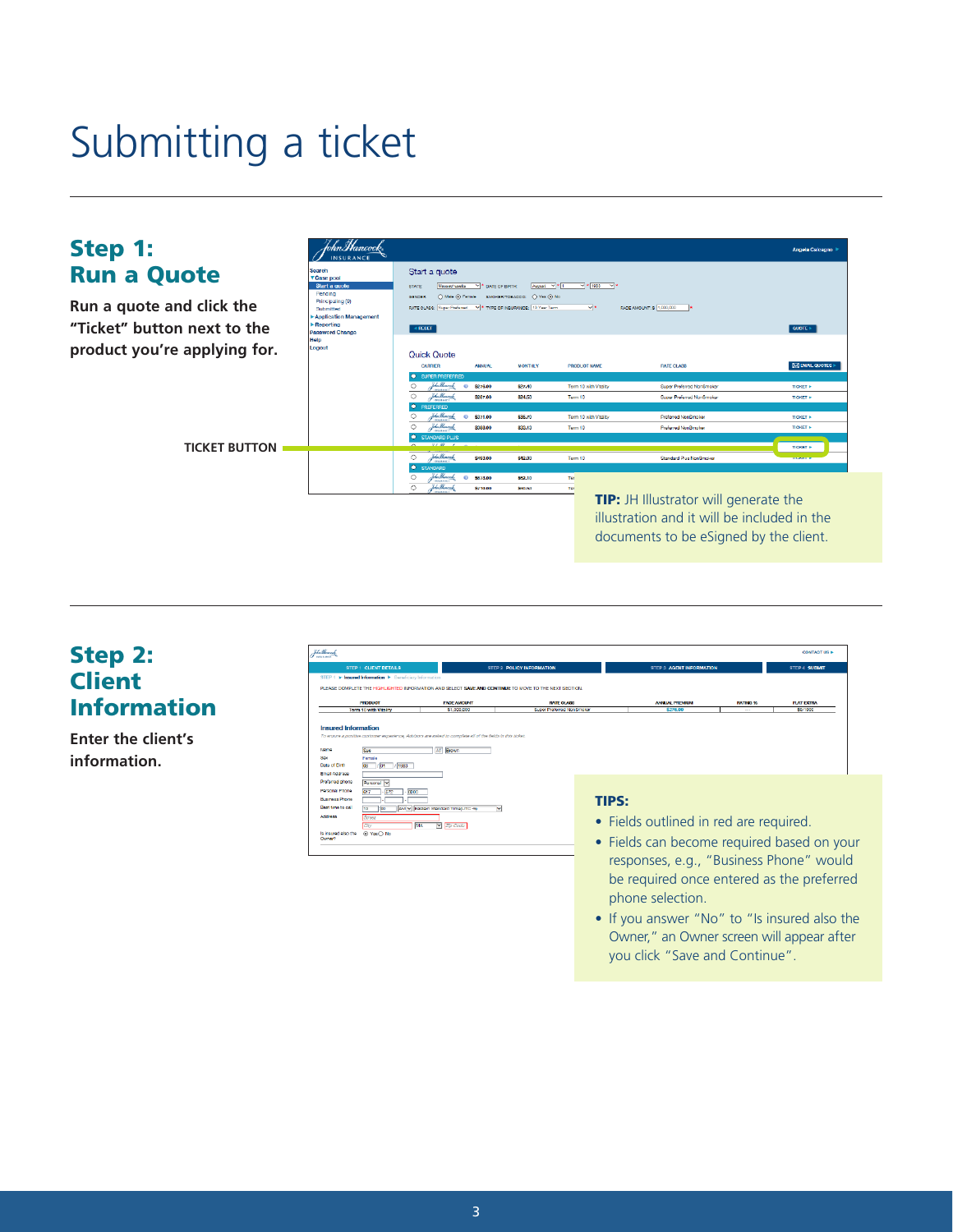# Submitting a ticket

## Step 1: Run a Quote

**Run a quote and click the "Ticket" button next to the product you're applying for.**

TICKET BUTTON

**TIP:** JH Illustrator will generate the illustration and it will be included in the documents to be eSigned by the client.

## Step 2: Client Information

**Enter the client's information.**

**TIPS:**

- Fields outlined in red are required.
- Fields can become required based on your responses, e.g., "Business Phone" would be required once entered as the preferred phone selection.
- If you answer "No" to "Is insured also the Owner," an Owner screen will appear after you click "Save and Continue".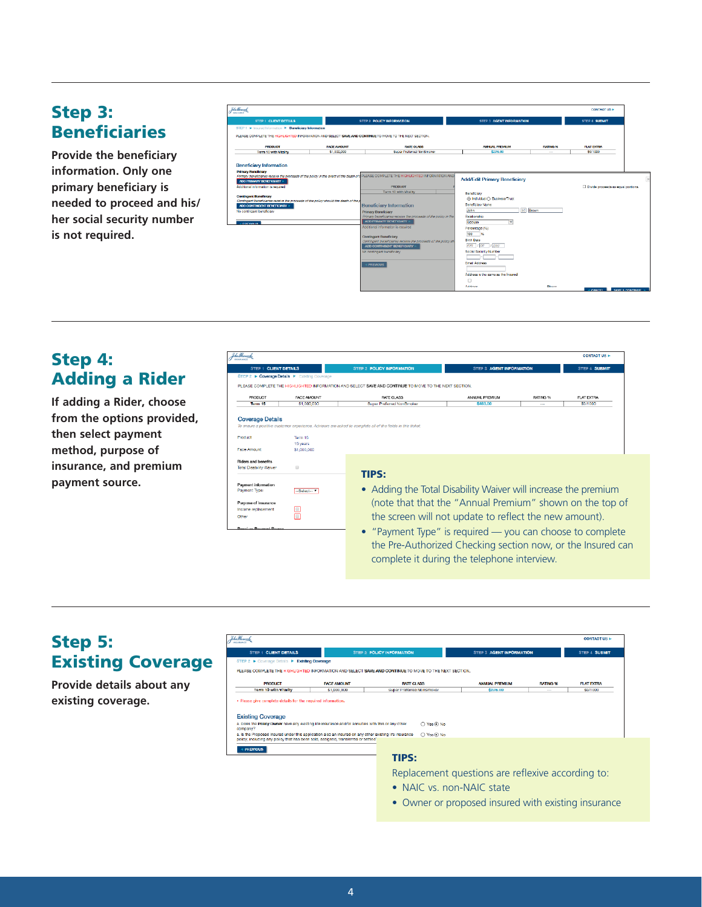## Step 3: Beneficiaries

Provide the beneficiary information. Only one primary beneficiary is needed to proceed and his/her social security number is not required.

## Step 4: Adding a Rider

If adding a Rider, choose from the options provided, then select payment method, purpose of insurance, and premium payment source.

**TIPS:**

- Adding the Total Disability Waiver will increase the premium (note that that the "Annual Premium" shown on the top of the screen will not update to reflect the new amount).
- "Payment Type" is required — you can choose to complete the Pre-Authorized Checking section now, or the Insured can complete it during the telephone interview.

## Step 5: Existing Coverage

Provide details about any existing coverage.

**TIPS:**

Replacement questions are reflexive according to:

- NAIC vs. non-NAIC state
- Owner or proposed insured with existing insurance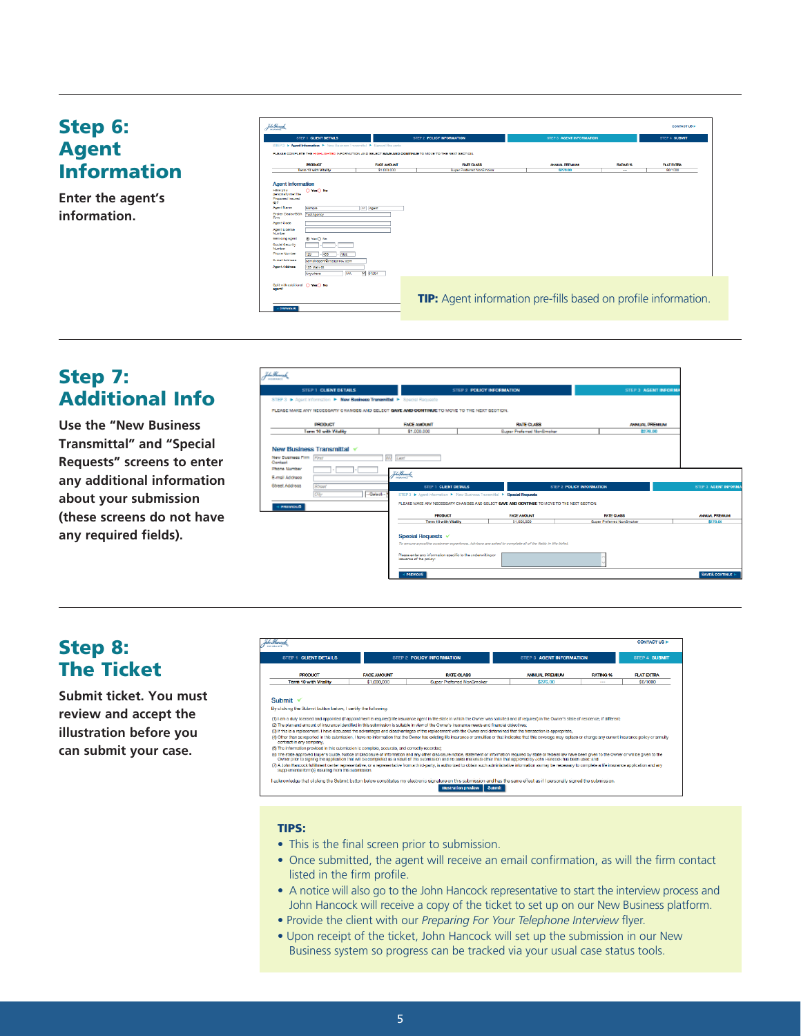## Step 6: Agent Information

**Enter the agent's information.**

**TIP:** Agent information pre-fills based on profile information.

## Step 7: Additional Info

**Use the "New Business Transmittal" and "Special Requests" screens to enter any additional information about your submission (these screens do not have any required fields).**

## Step 8: The Ticket

**Submit ticket. You must review and accept the illustration before you can submit your case.**

**TIPS:**

- This is the final screen prior to submission.
- Once submitted, the agent will receive an email confirmation, as will the firm contact listed in the firm profile.
- A notice will also go to the John Hancock representative to start the interview process and John Hancock will receive a copy of the ticket to set up on our New Business platform.
- Provide the client with our *Preparing For Your Telephone Interview* flyer.
- Upon receipt of the ticket, John Hancock will set up the submission in our New Business system so progress can be tracked via your usual case status tools.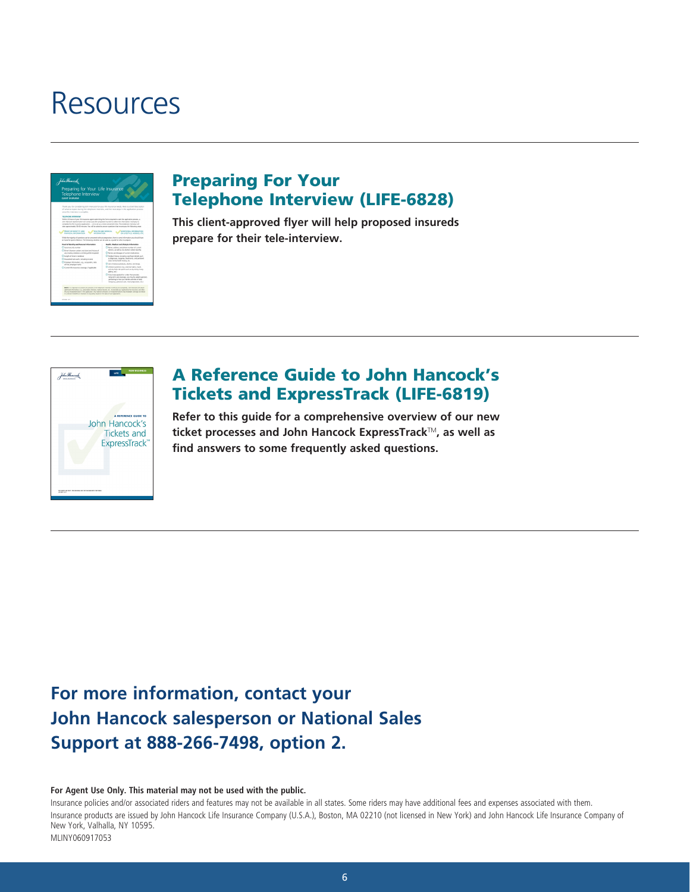# Resources

## Preparing For Your Telephone Interview (LIFE-6828)

**This client-approved flyer will help proposed insureds prepare for their tele-interview.**

## A Reference Guide to John Hancock's Tickets and ExpressTrack (LIFE-6819)

**Refer to this guide for a comprehensive overview of our new ticket processes and John Hancock ExpressTrack™, as well as find answers to some frequently asked questions.**

## For more information, contact your John Hancock salesperson or National Sales Support at 888-266-7498, option 2.

**For Agent Use Only. This material may not be used with the public.**

Insurance policies and/or associated riders and features may not be available in all states. Some riders may have additional fees and expenses associated with them.

Insurance products are issued by John Hancock Life Insurance Company (U.S.A.), Boston, MA 02210 (not licensed in New York) and John Hancock Life Insurance Company of New York, Valhalla, NY 10595.

MLINY060917053